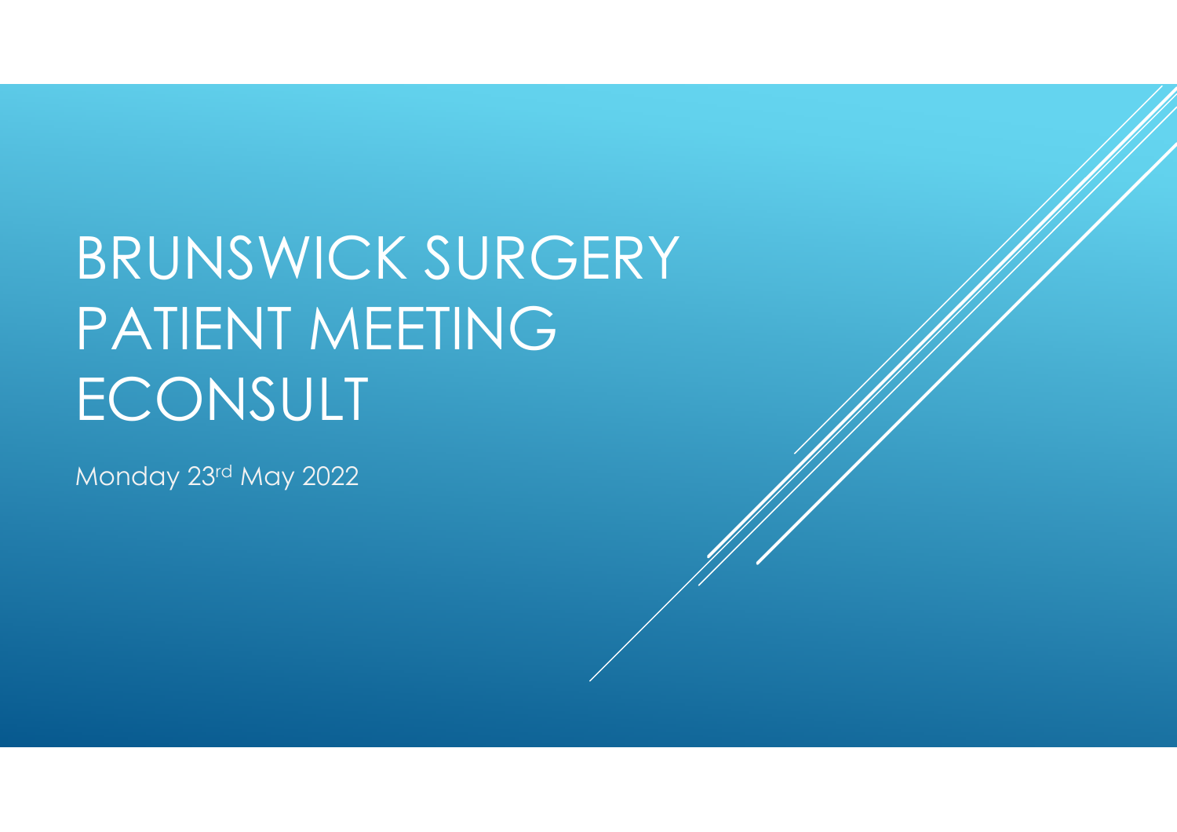# BRUNSWICK SURGERY PATIENT MEETING ECONSULT

Monday 23rd May 2022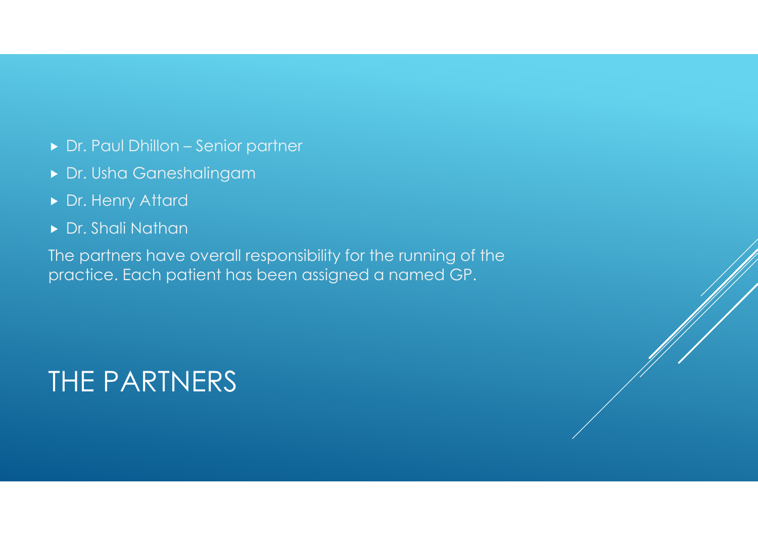# THE PARTNERS

- Dr. Paul Dhillon – Senior partner
- Dr. Usha Ganeshalingam
- Dr. Henry Attard
- Dr. Shali Nathan

The partners have overall responsibility for the running of the practice. Each patient has been assigned a named GP.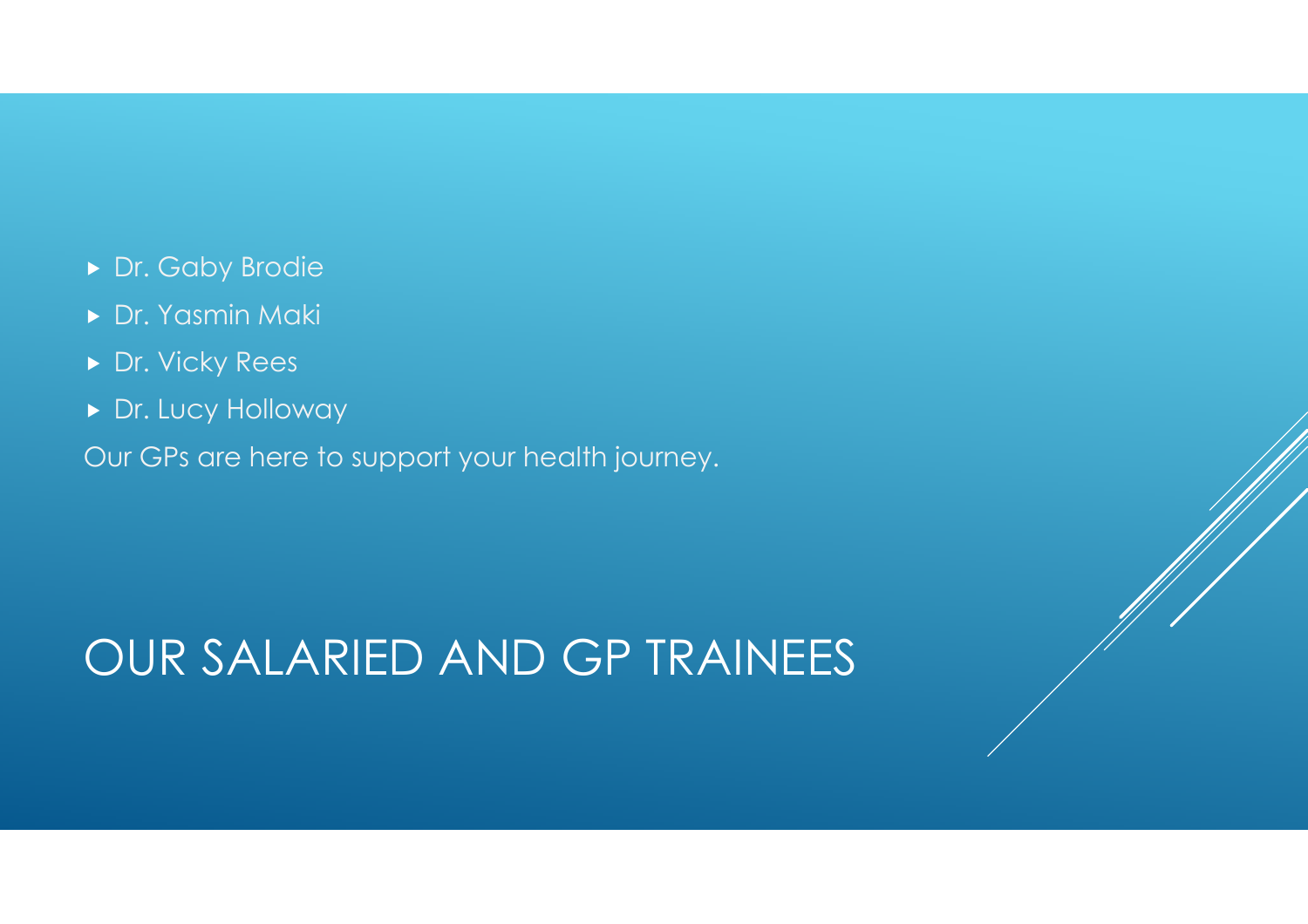- Dr. Gaby Brodie
- Dr. Yasmin Maki
- Dr. Vicky Rees
- Dr. Lucy Holloway

Our GPs are here to support your health journey.

# OUR SALARIED AND GP TRAINEES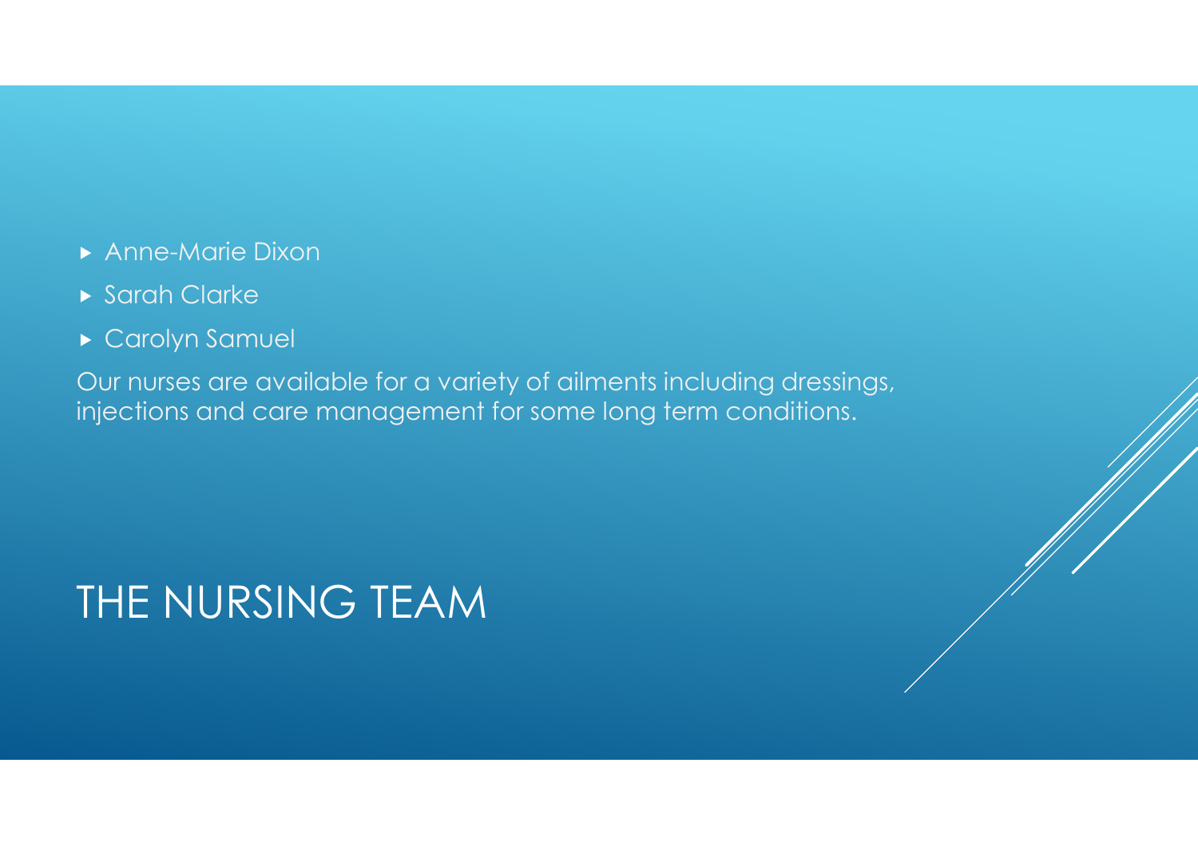# THE NURSING TEAM

- Anne-Marie Dixon
- Sarah Clarke
- Carolyn Samuel

Our nurses are available for a variety of ailments including dressings, injections and care management for some long term conditions.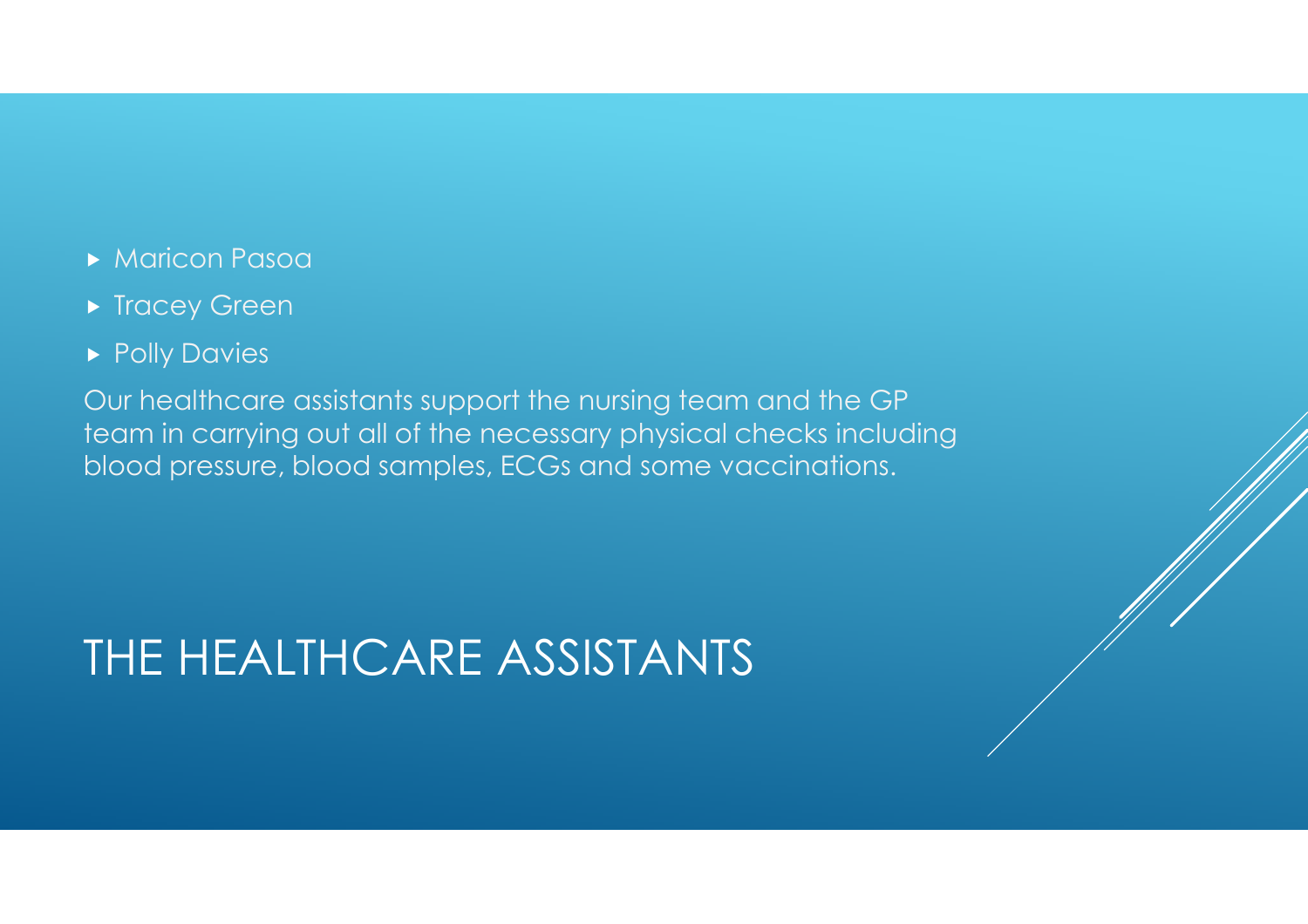# THE HEALTHCARE ASSISTANTS

- Maricon Pasoa
- Tracey Green
- Polly Davies

Our healthcare assistants support the nursing team and the GP team in carrying out all of the necessary physical checks including blood pressure, blood samples, ECGs and some vaccinations.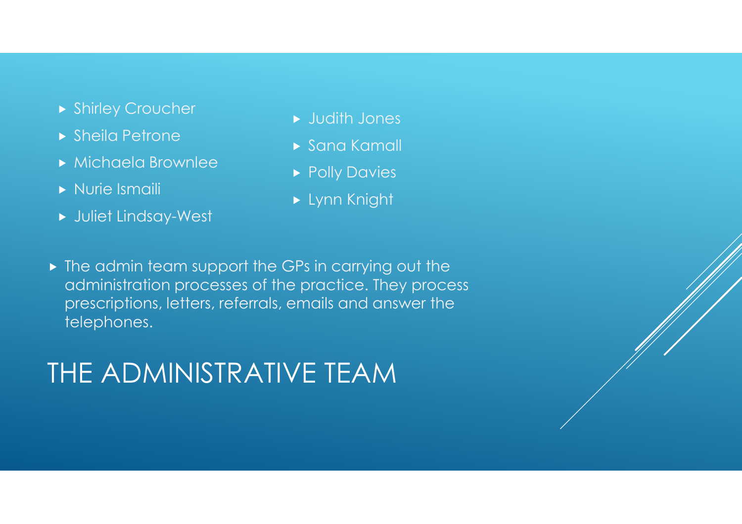- Shirley Croucher
- Sheila Petrone
- Michaela Brownlee
- Nurie Ismaili
- Juliet Lindsay-West
- Judith Jones
- Sana Kamall
- Polly Davies
- Lynn Knight

- The admin team support the GPs in carrying out the administration processes of the practice. They process prescriptions, letters, referrals, emails and answer the telephones.

# THE ADMINISTRATIVE TEAM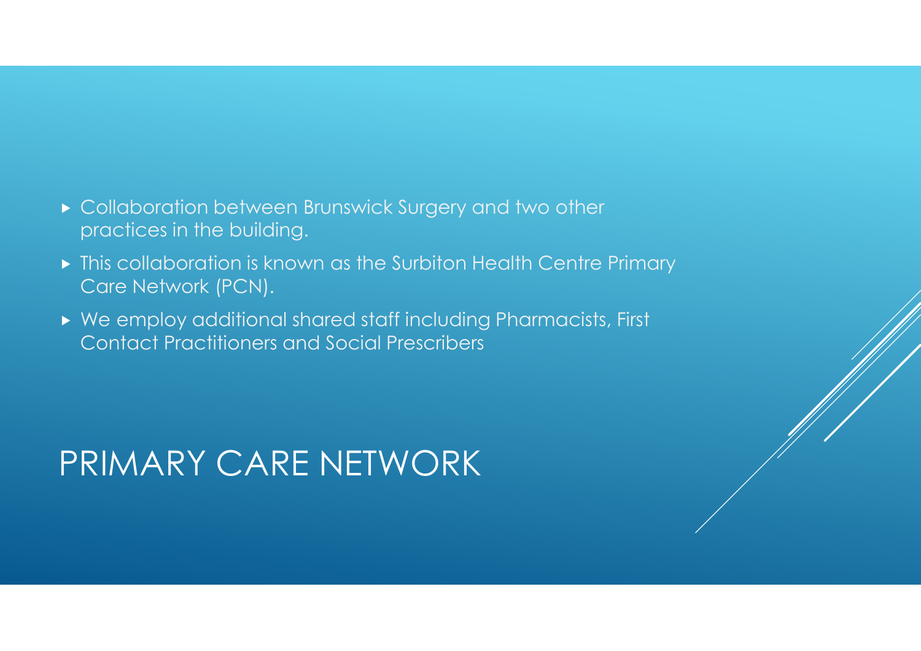# PRIMARY CARE NETWORK

- Collaboration between Brunswick Surgery and two other practices in the building.
- This collaboration is known as the Surbiton Health Centre Primary Care Network (PCN).
- We employ additional shared staff including Pharmacists, First Contact Practitioners and Social Prescribers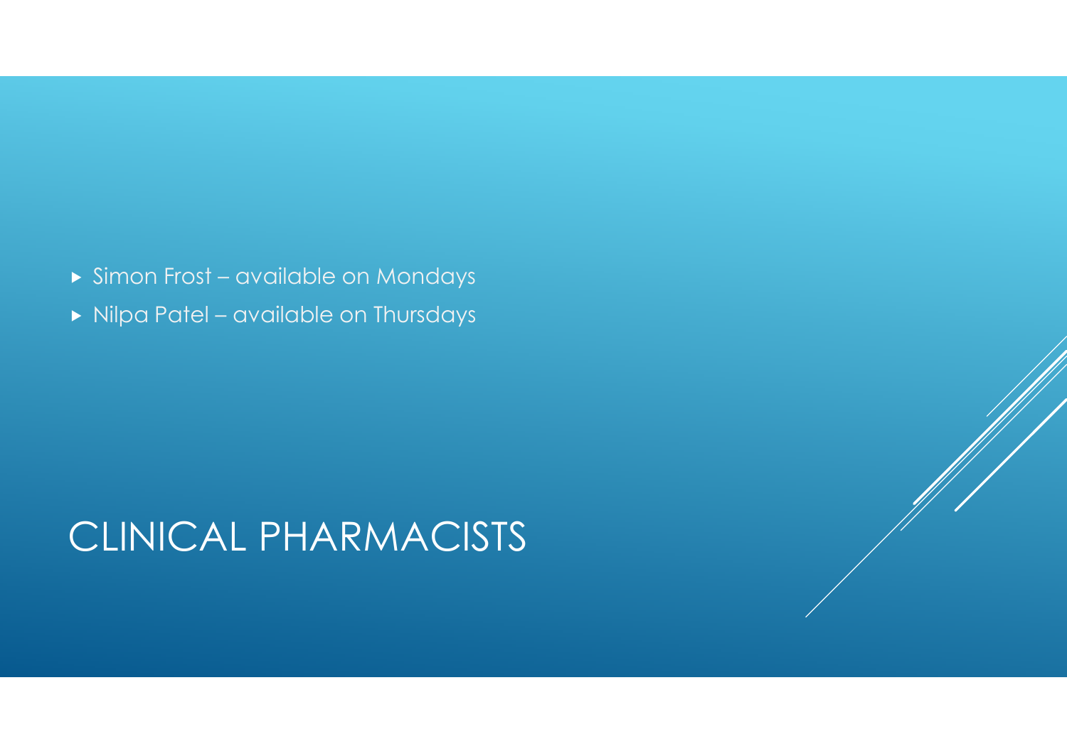# CLINICAL PHARMACISTS

- Simon Frost – available on Mondays
- Nilpa Patel – available on Thursdays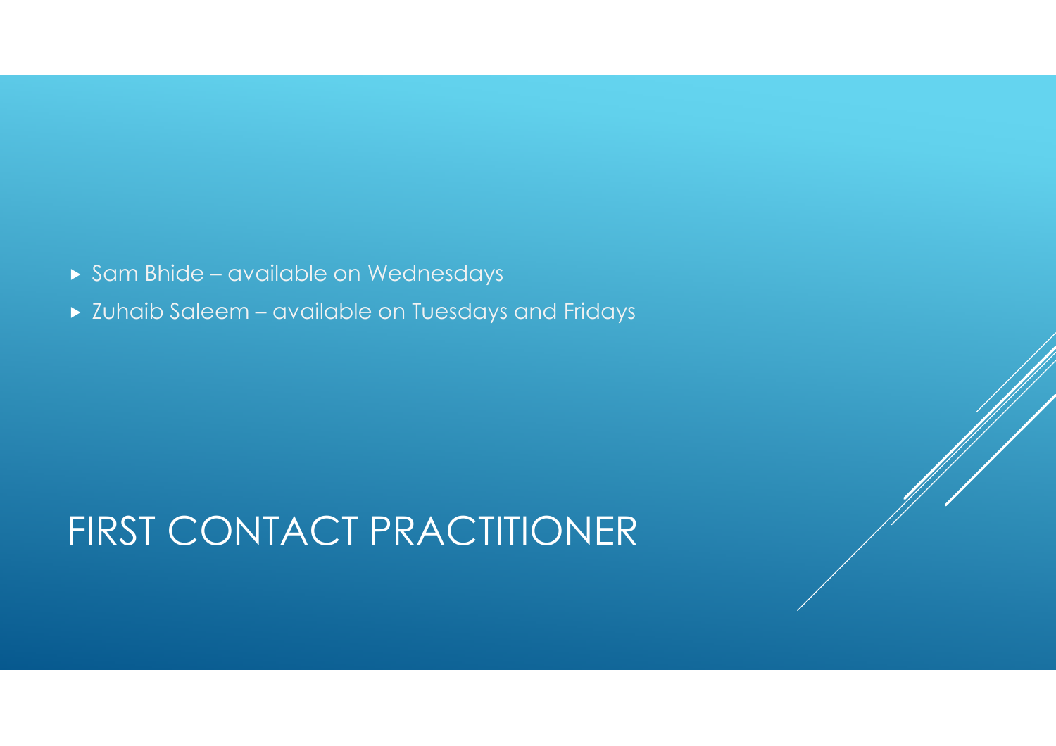# FIRST CONTACT PRACTITIONER

- Sam Bhide – available on Wednesdays
- Zuhaib Saleem – available on Tuesdays and Fridays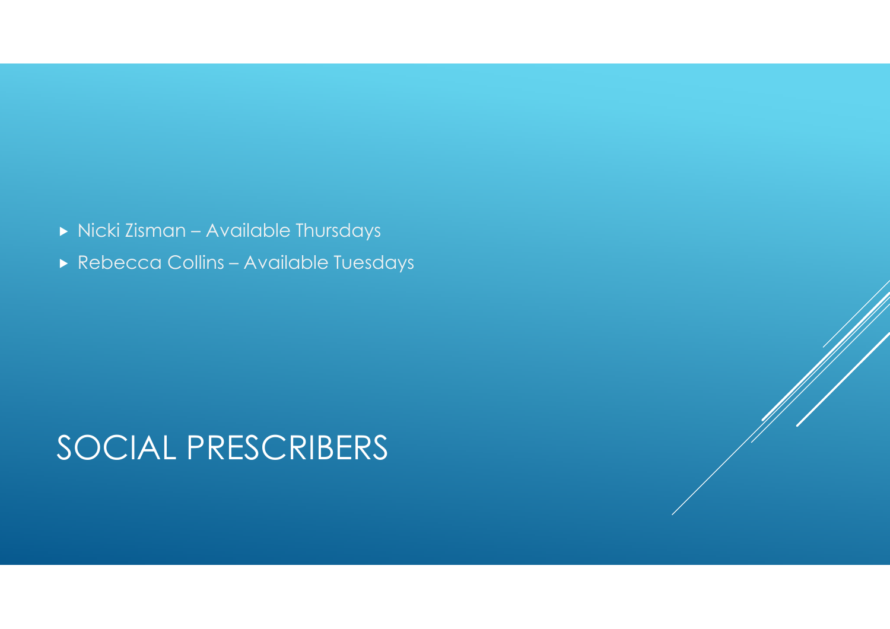# SOCIAL PRESCRIBERS

- Nicki Zisman – Available Thursdays
- Rebecca Collins – Available Tuesdays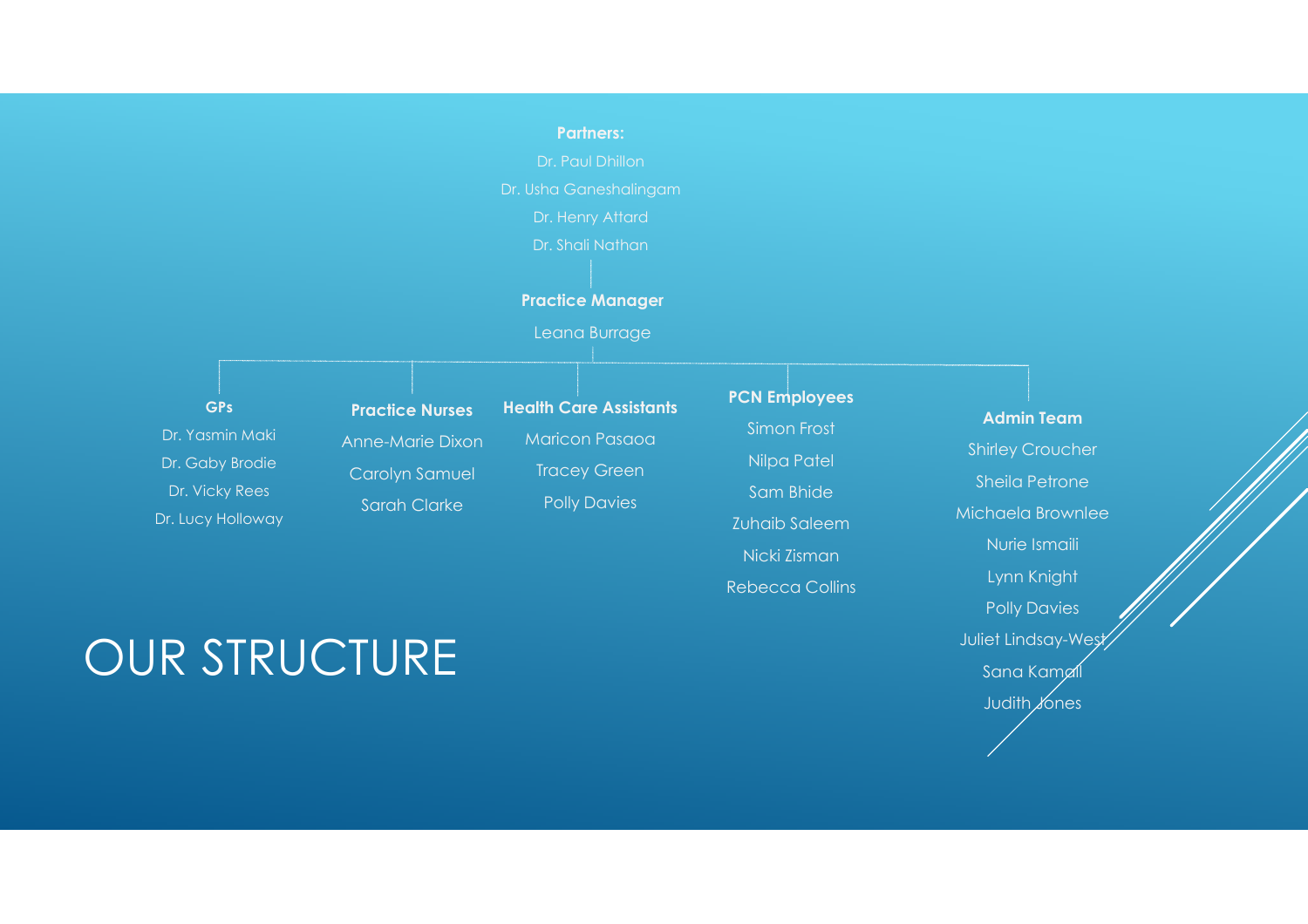# OUR STRUCTURE

**Partners:**

Dr. Paul Dhillon
Dr. Usha Ganeshalingam
Dr. Henry Attard
Dr. Shali Nathan

**Practice Manager**

Leana Burrage

**GPs**

Dr. Yasmin Maki
Dr. Gaby Brodie
Dr. Vicky Rees
Dr. Lucy Holloway

**Practice Nurses**

Anne-Marie Dixon
Carolyn Samuel
Sarah Clarke

**Health Care Assistants**

Maricon Pasaoa
Tracey Green
Polly Davies

**PCN Employees**

Simon Frost
Nilpa Patel
Sam Bhide
Zuhaib Saleem
Nicki Zisman
Rebecca Collins

**Admin Team**

Shirley Croucher
Sheila Petrone
Michaela Brownlee
Nurie Ismaili
Lynn Knight
Polly Davies
Juliet Lindsay-West
Sana Kamall
Judith Jones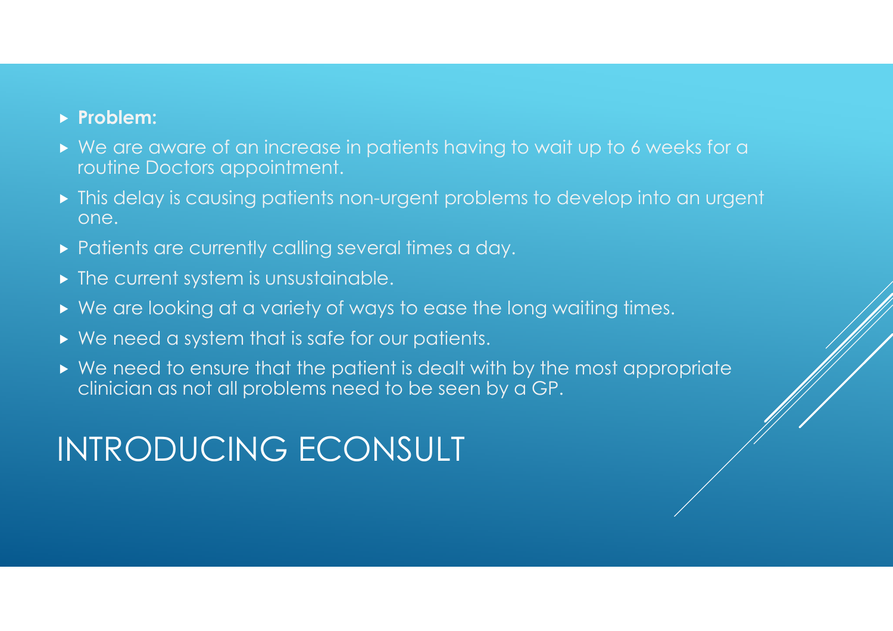- **Problem:**
- We are aware of an increase in patients having to wait up to 6 weeks for a routine Doctors appointment.
- This delay is causing patients non-urgent problems to develop into an urgent one.
- Patients are currently calling several times a day.
- The current system is unsustainable.
- We are looking at a variety of ways to ease the long waiting times.
- We need a system that is safe for our patients.
- We need to ensure that the patient is dealt with by the most appropriate clinician as not all problems need to be seen by a GP.

# INTRODUCING ECONSULT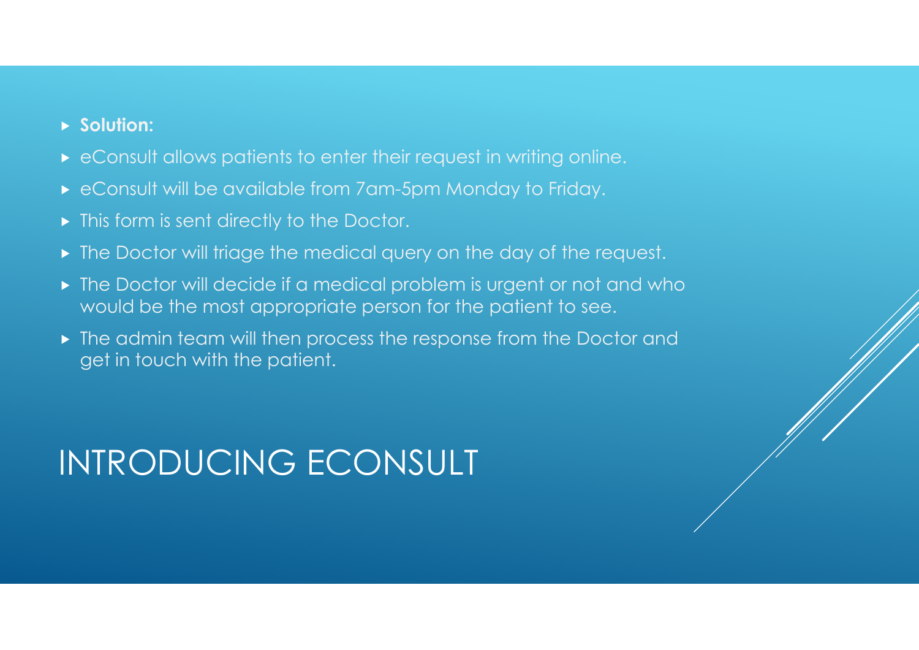# INTRODUCING ECONSULT

- **Solution:**
- eConsult allows patients to enter their request in writing online.
- eConsult will be available from 7am-5pm Monday to Friday.
- This form is sent directly to the Doctor.
- The Doctor will triage the medical query on the day of the request.
- The Doctor will decide if a medical problem is urgent or not and who would be the most appropriate person for the patient to see.
- The admin team will then process the response from the Doctor and get in touch with the patient.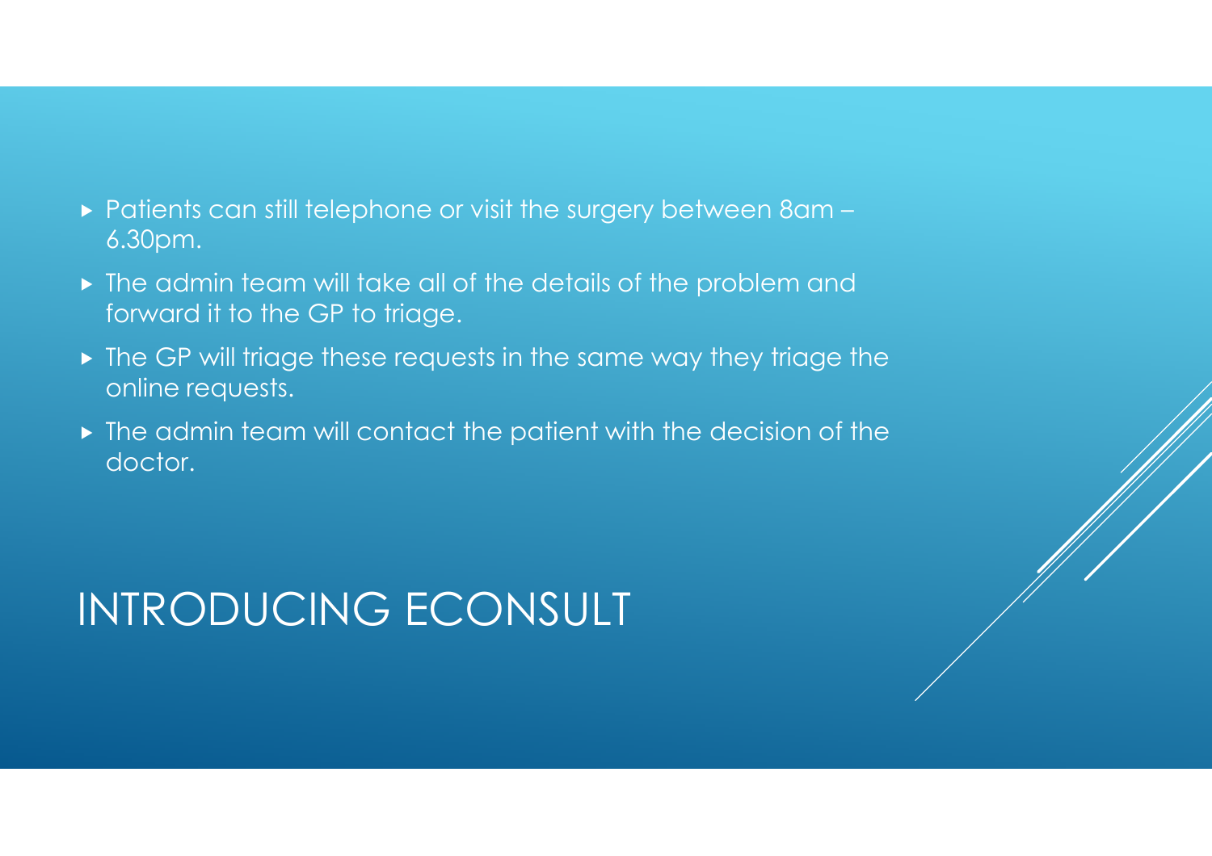- Patients can still telephone or visit the surgery between 8am – 6.30pm.
- The admin team will take all of the details of the problem and forward it to the GP to triage.
- The GP will triage these requests in the same way they triage the online requests.
- The admin team will contact the patient with the decision of the doctor.

# INTRODUCING ECONSULT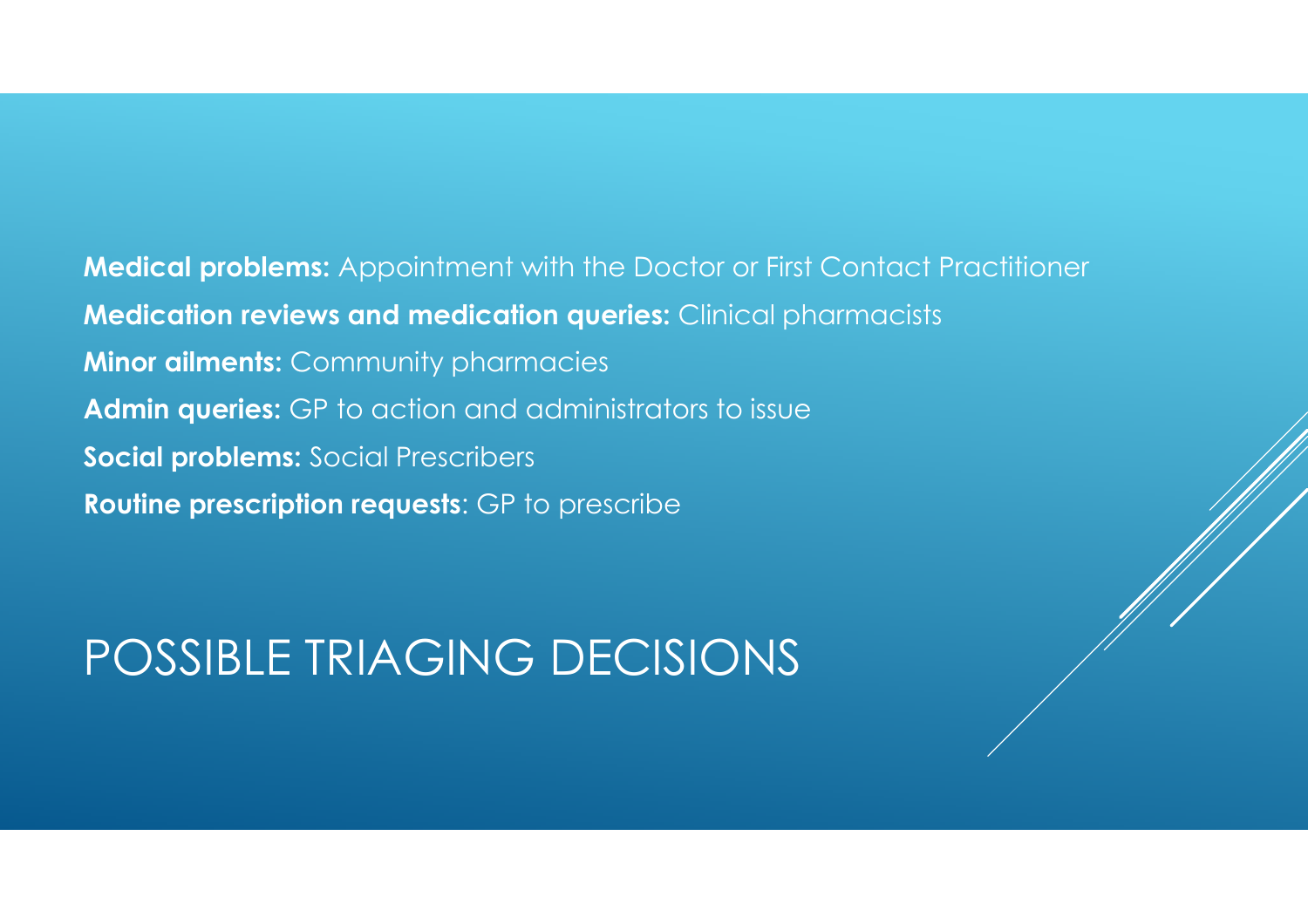# POSSIBLE TRIAGING DECISIONS

**Medical problems:** Appointment with the Doctor or First Contact Practitioner

**Medication reviews and medication queries:** Clinical pharmacists

**Minor ailments:** Community pharmacies

**Admin queries:** GP to action and administrators to issue

**Social problems:** Social Prescribers

**Routine prescription requests**: GP to prescribe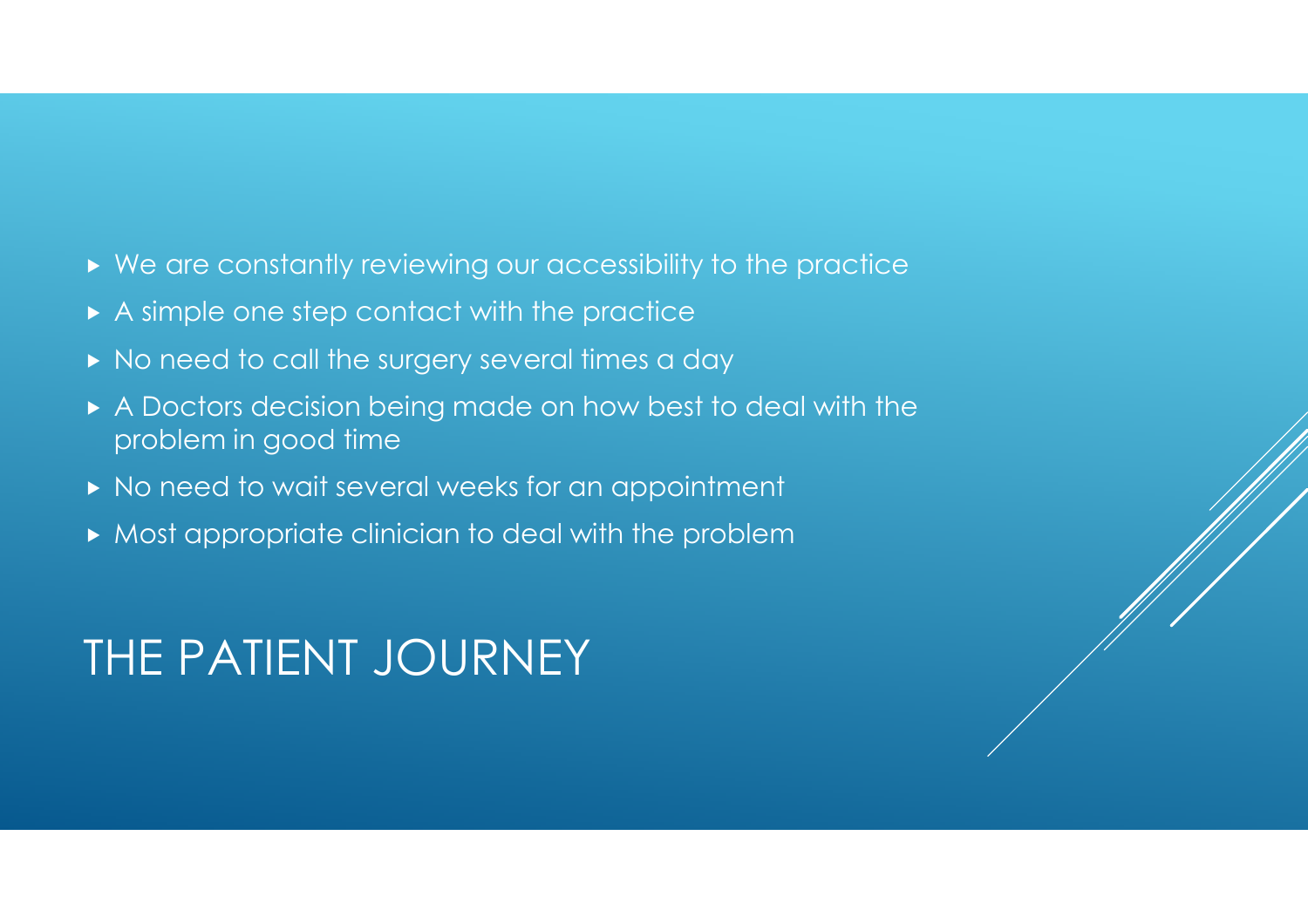- We are constantly reviewing our accessibility to the practice
- A simple one step contact with the practice
- No need to call the surgery several times a day
- A Doctors decision being made on how best to deal with the problem in good time
- No need to wait several weeks for an appointment
- Most appropriate clinician to deal with the problem

# THE PATIENT JOURNEY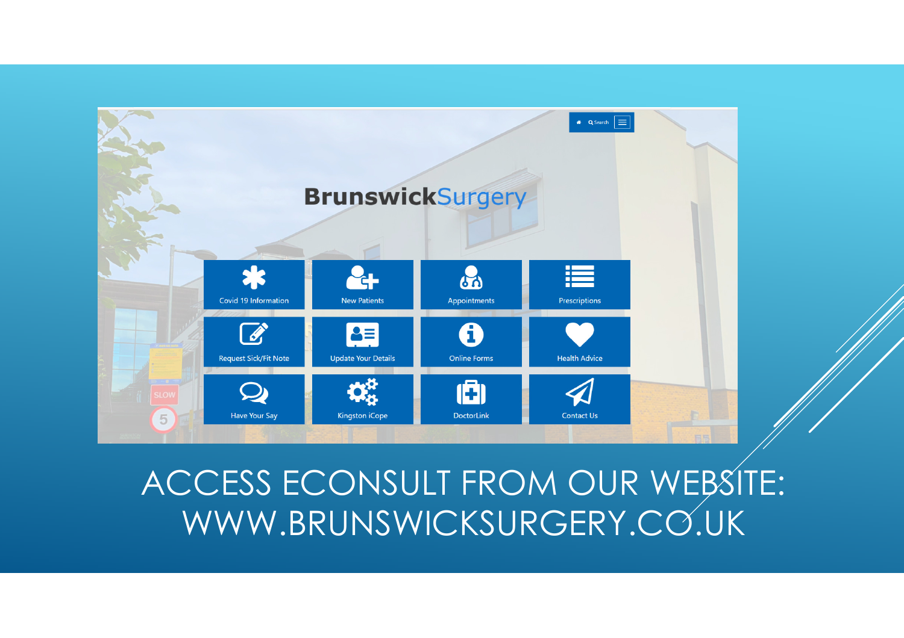BrunswickSurgery

Covid 19 Information | New Patients | Appointments | Prescriptions

Request Sick/Fit Note | Update Your Details | Online Forms | Health Advice

Have Your Say | Kingston iCope | DoctorLink | Contact Us

# ACCESS ECONSULT FROM OUR WEBSITE: WWW.BRUNSWICKSURGERY.CO.UK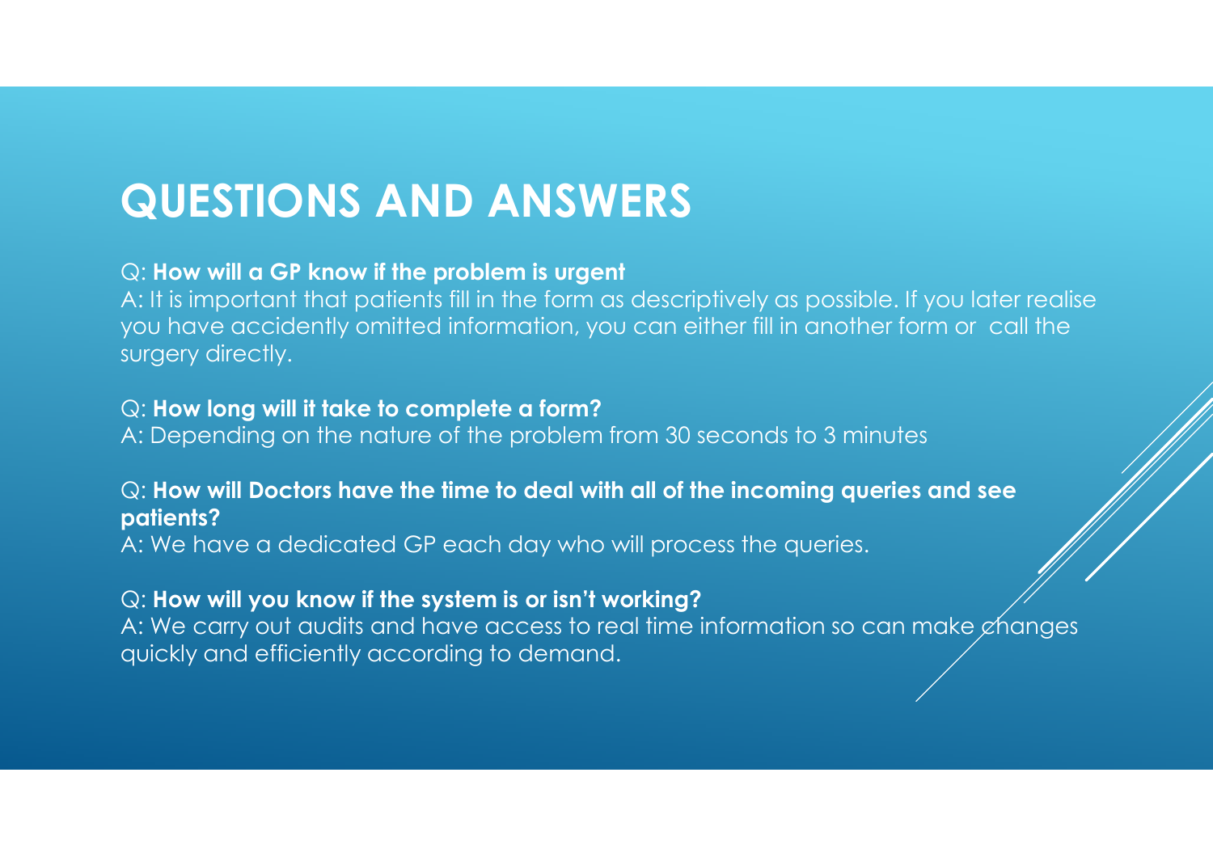# QUESTIONS AND ANSWERS

Q: **How will a GP know if the problem is urgent**
A: It is important that patients fill in the form as descriptively as possible. If you later realise you have accidently omitted information, you can either fill in another form or call the surgery directly.

Q: **How long will it take to complete a form?**
A: Depending on the nature of the problem from 30 seconds to 3 minutes

Q: **How will Doctors have the time to deal with all of the incoming queries and see patients?**
A: We have a dedicated GP each day who will process the queries.

Q: **How will you know if the system is or isn't working?**
A: We carry out audits and have access to real time information so can make changes quickly and efficiently according to demand.